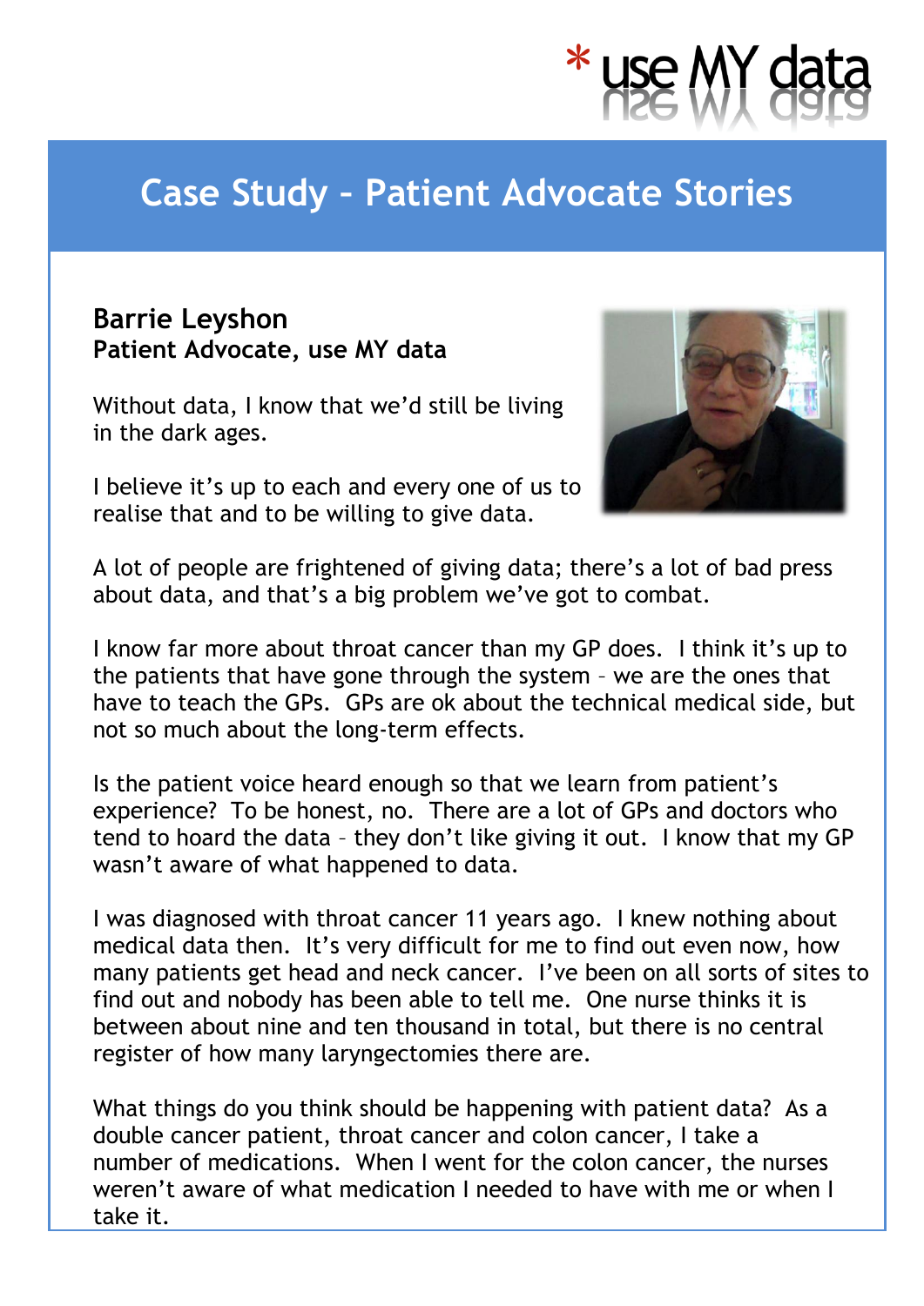*use MY data

# Case Study – Patient Advocate Stories

**Barrie Leyshon**
**Patient Advocate, use MY data**

Without data, I know that we'd still be living in the dark ages.

I believe it's up to each and every one of us to realise that and to be willing to give data.

A lot of people are frightened of giving data; there's a lot of bad press about data, and that's a big problem we've got to combat.

I know far more about throat cancer than my GP does. I think it's up to the patients that have gone through the system – we are the ones that have to teach the GPs. GPs are ok about the technical medical side, but not so much about the long-term effects.

Is the patient voice heard enough so that we learn from patient's experience? To be honest, no. There are a lot of GPs and doctors who tend to hoard the data – they don't like giving it out. I know that my GP wasn't aware of what happened to data.

I was diagnosed with throat cancer 11 years ago. I knew nothing about medical data then. It's very difficult for me to find out even now, how many patients get head and neck cancer. I've been on all sorts of sites to find out and nobody has been able to tell me. One nurse thinks it is between about nine and ten thousand in total, but there is no central register of how many laryngectomies there are.

What things do you think should be happening with patient data? As a double cancer patient, throat cancer and colon cancer, I take a number of medications. When I went for the colon cancer, the nurses weren't aware of what medication I needed to have with me or when I take it.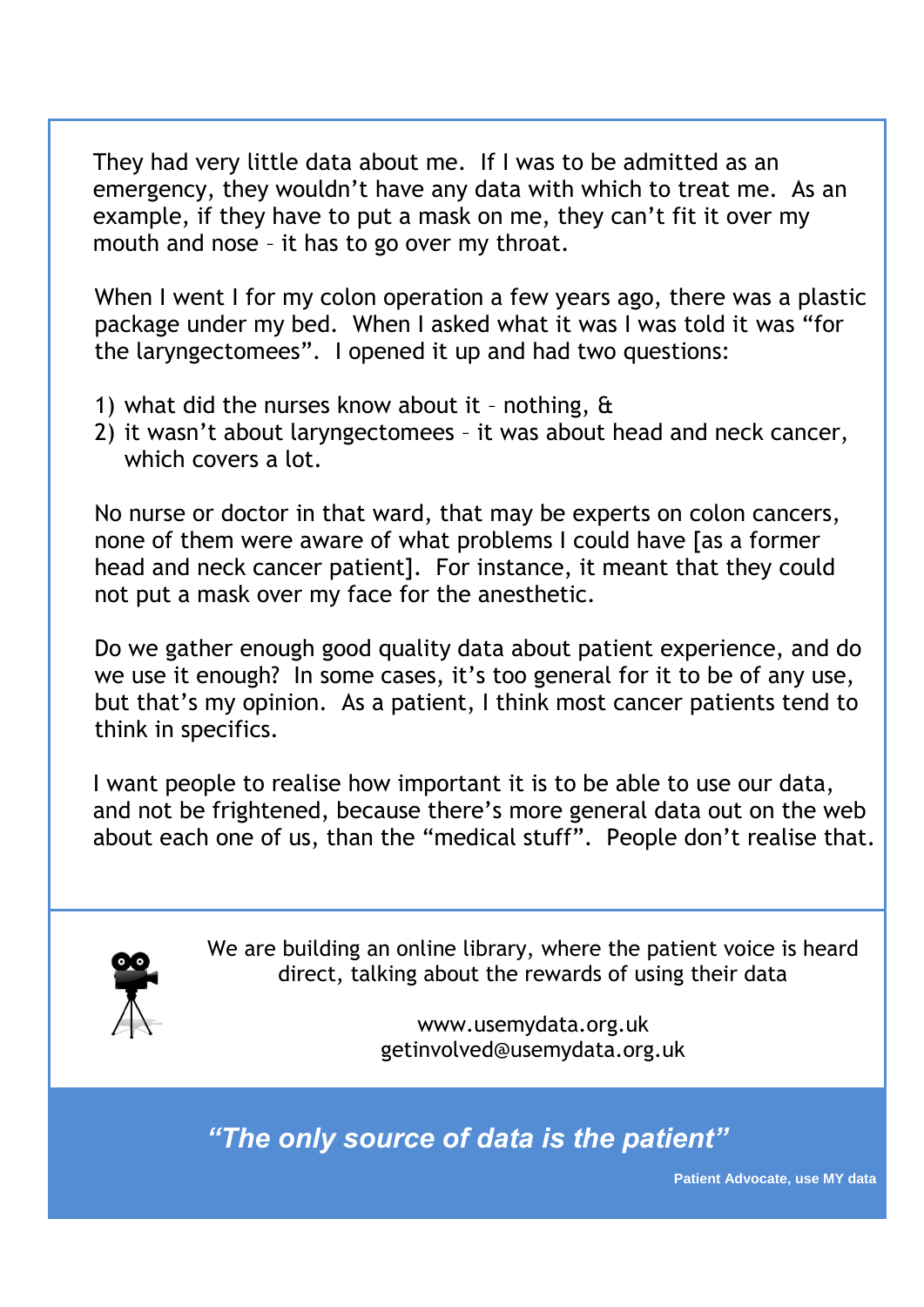They had very little data about me. If I was to be admitted as an emergency, they wouldn't have any data with which to treat me. As an example, if they have to put a mask on me, they can't fit it over my mouth and nose – it has to go over my throat.

When I went I for my colon operation a few years ago, there was a plastic package under my bed. When I asked what it was I was told it was "for the laryngectomees". I opened it up and had two questions:

1) what did the nurses know about it – nothing, &
2) it wasn't about laryngectomees – it was about head and neck cancer, which covers a lot.

No nurse or doctor in that ward, that may be experts on colon cancers, none of them were aware of what problems I could have [as a former head and neck cancer patient]. For instance, it meant that they could not put a mask over my face for the anesthetic.

Do we gather enough good quality data about patient experience, and do we use it enough? In some cases, it's too general for it to be of any use, but that's my opinion. As a patient, I think most cancer patients tend to think in specifics.

I want people to realise how important it is to be able to use our data, and not be frightened, because there's more general data out on the web about each one of us, than the "medical stuff". People don't realise that.

We are building an online library, where the patient voice is heard direct, talking about the rewards of using their data

www.usemydata.org.uk
getinvolved@usemydata.org.uk

***"The only source of data is the patient"***

**Patient Advocate, use MY data**